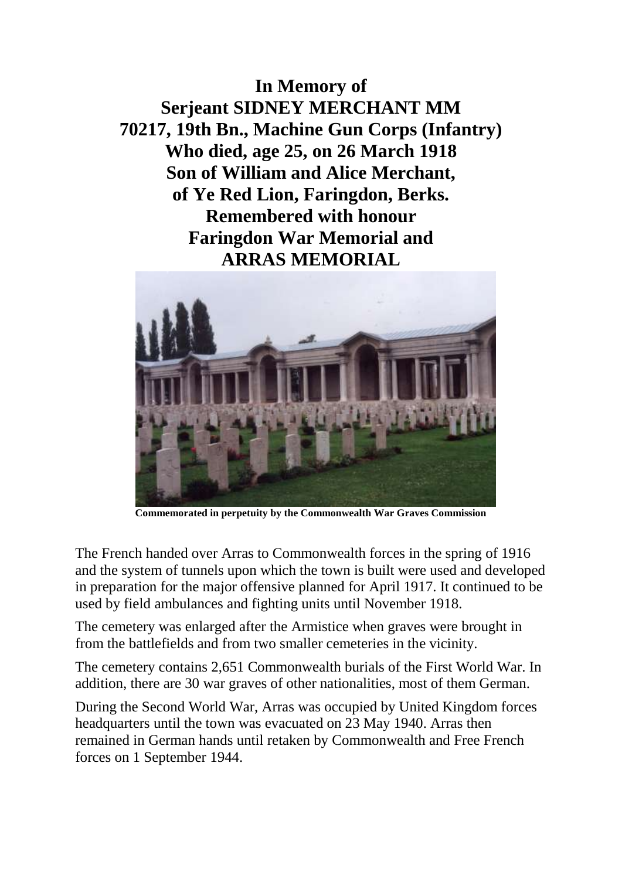# In Memory of
# Serjeant SIDNEY MERCHANT MM
## 70217, 19th Bn., Machine Gun Corps (Infantry)
## Who died, age 25, on 26 March 1918
## Son of William and Alice Merchant,
## of Ye Red Lion, Faringdon, Berks.
## Remembered with honour
## Faringdon War Memorial and
## ARRAS MEMORIAL

**Commemorated in perpetuity by the Commonwealth War Graves Commission**

The French handed over Arras to Commonwealth forces in the spring of 1916 and the system of tunnels upon which the town is built were used and developed in preparation for the major offensive planned for April 1917. It continued to be used by field ambulances and fighting units until November 1918.

The cemetery was enlarged after the Armistice when graves were brought in from the battlefields and from two smaller cemeteries in the vicinity.

The cemetery contains 2,651 Commonwealth burials of the First World War. In addition, there are 30 war graves of other nationalities, most of them German.

During the Second World War, Arras was occupied by United Kingdom forces headquarters until the town was evacuated on 23 May 1940. Arras then remained in German hands until retaken by Commonwealth and Free French forces on 1 September 1944.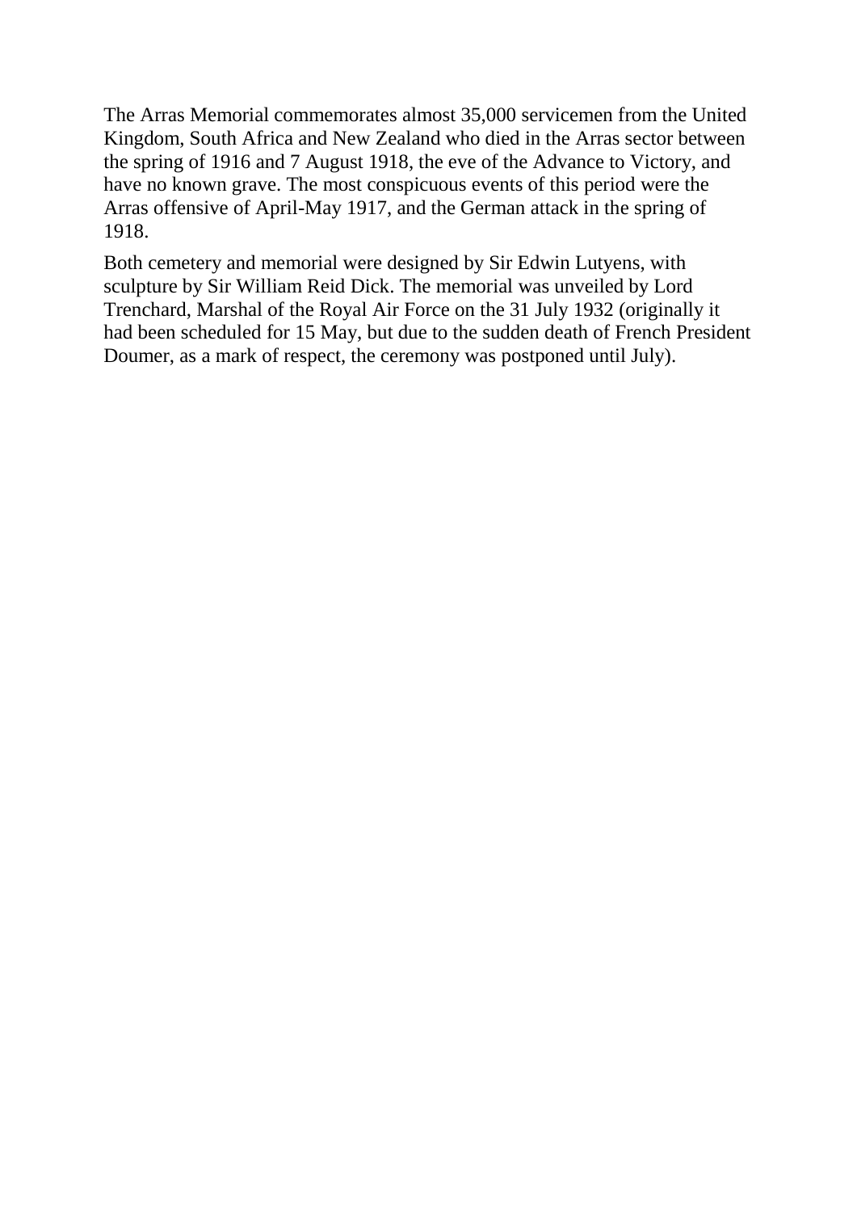The Arras Memorial commemorates almost 35,000 servicemen from the United Kingdom, South Africa and New Zealand who died in the Arras sector between the spring of 1916 and 7 August 1918, the eve of the Advance to Victory, and have no known grave. The most conspicuous events of this period were the Arras offensive of April-May 1917, and the German attack in the spring of 1918.

Both cemetery and memorial were designed by Sir Edwin Lutyens, with sculpture by Sir William Reid Dick. The memorial was unveiled by Lord Trenchard, Marshal of the Royal Air Force on the 31 July 1932 (originally it had been scheduled for 15 May, but due to the sudden death of French President Doumer, as a mark of respect, the ceremony was postponed until July).